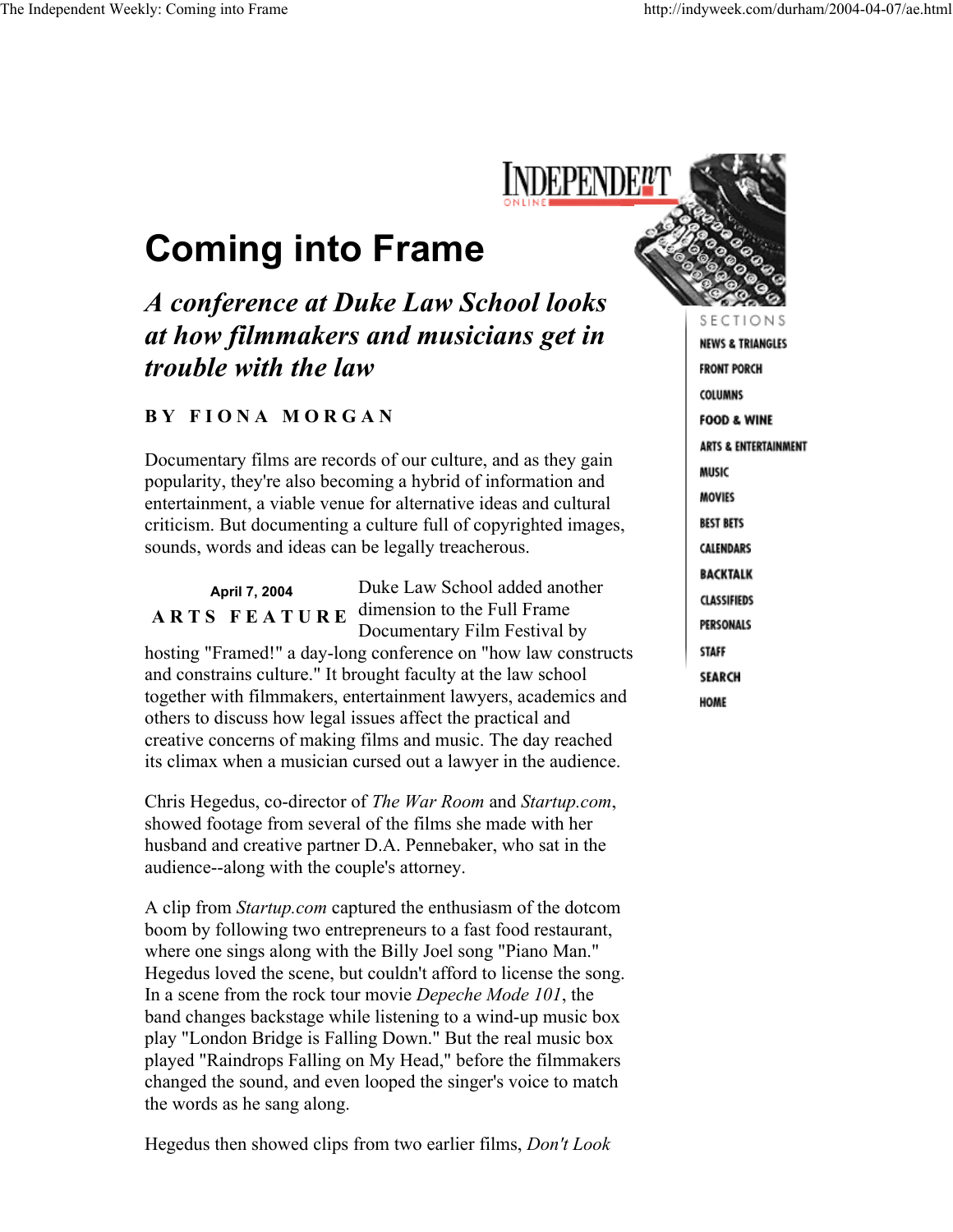# Coming into Frame

## *A conference at Duke Law School looks at how filmmakers and musicians get in trouble with the law*

**BY FIONA MORGAN**

Documentary films are records of our culture, and as they gain popularity, they're also becoming a hybrid of information and entertainment, a viable venue for alternative ideas and cultural criticism. But documenting a culture full of copyrighted images, sounds, words and ideas can be legally treacherous.

**April 7, 2004**

**ARTS FEATURE**

Duke Law School added another dimension to the Full Frame Documentary Film Festival by hosting "Framed!" a day-long conference on "how law constructs and constrains culture." It brought faculty at the law school together with filmmakers, entertainment lawyers, academics and others to discuss how legal issues affect the practical and creative concerns of making films and music. The day reached its climax when a musician cursed out a lawyer in the audience.

Chris Hegedus, co-director of *The War Room* and *Startup.com*, showed footage from several of the films she made with her husband and creative partner D.A. Pennebaker, who sat in the audience--along with the couple's attorney.

A clip from *Startup.com* captured the enthusiasm of the dotcom boom by following two entrepreneurs to a fast food restaurant, where one sings along with the Billy Joel song "Piano Man." Hegedus loved the scene, but couldn't afford to license the song. In a scene from the rock tour movie *Depeche Mode 101*, the band changes backstage while listening to a wind-up music box play "London Bridge is Falling Down." But the real music box played "Raindrops Falling on My Head," before the filmmakers changed the sound, and even looped the singer's voice to match the words as he sang along.

Hegedus then showed clips from two earlier films, *Don't Look*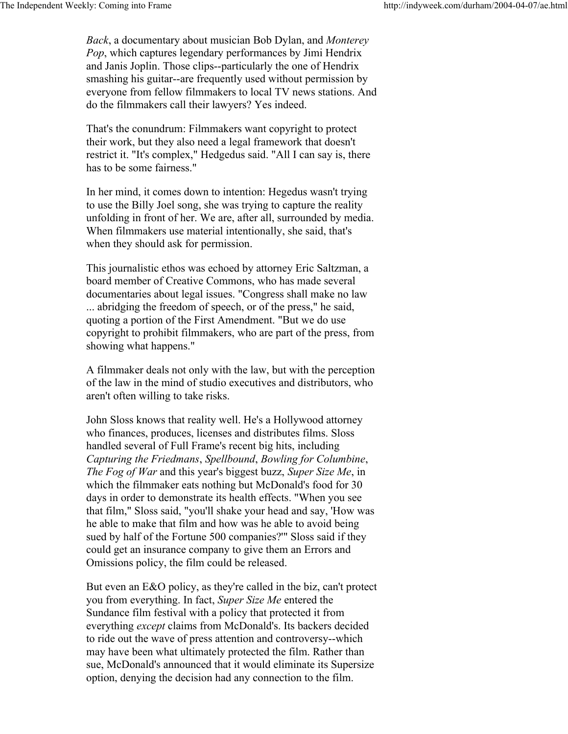*Back*, a documentary about musician Bob Dylan, and *Monterey Pop*, which captures legendary performances by Jimi Hendrix and Janis Joplin. Those clips--particularly the one of Hendrix smashing his guitar--are frequently used without permission by everyone from fellow filmmakers to local TV news stations. And do the filmmakers call their lawyers? Yes indeed.

That's the conundrum: Filmmakers want copyright to protect their work, but they also need a legal framework that doesn't restrict it. "It's complex," Hedgedus said. "All I can say is, there has to be some fairness."

In her mind, it comes down to intention: Hegedus wasn't trying to use the Billy Joel song, she was trying to capture the reality unfolding in front of her. We are, after all, surrounded by media. When filmmakers use material intentionally, she said, that's when they should ask for permission.

This journalistic ethos was echoed by attorney Eric Saltzman, a board member of Creative Commons, who has made several documentaries about legal issues. "Congress shall make no law ... abridging the freedom of speech, or of the press," he said, quoting a portion of the First Amendment. "But we do use copyright to prohibit filmmakers, who are part of the press, from showing what happens."

A filmmaker deals not only with the law, but with the perception of the law in the mind of studio executives and distributors, who aren't often willing to take risks.

John Sloss knows that reality well. He's a Hollywood attorney who finances, produces, licenses and distributes films. Sloss handled several of Full Frame's recent big hits, including *Capturing the Friedmans*, *Spellbound*, *Bowling for Columbine*, *The Fog of War* and this year's biggest buzz, *Super Size Me*, in which the filmmaker eats nothing but McDonald's food for 30 days in order to demonstrate its health effects. "When you see that film," Sloss said, "you'll shake your head and say, 'How was he able to make that film and how was he able to avoid being sued by half of the Fortune 500 companies?'" Sloss said if they could get an insurance company to give them an Errors and Omissions policy, the film could be released.

But even an E&O policy, as they're called in the biz, can't protect you from everything. In fact, *Super Size Me* entered the Sundance film festival with a policy that protected it from everything *except* claims from McDonald's. Its backers decided to ride out the wave of press attention and controversy--which may have been what ultimately protected the film. Rather than sue, McDonald's announced that it would eliminate its Supersize option, denying the decision had any connection to the film.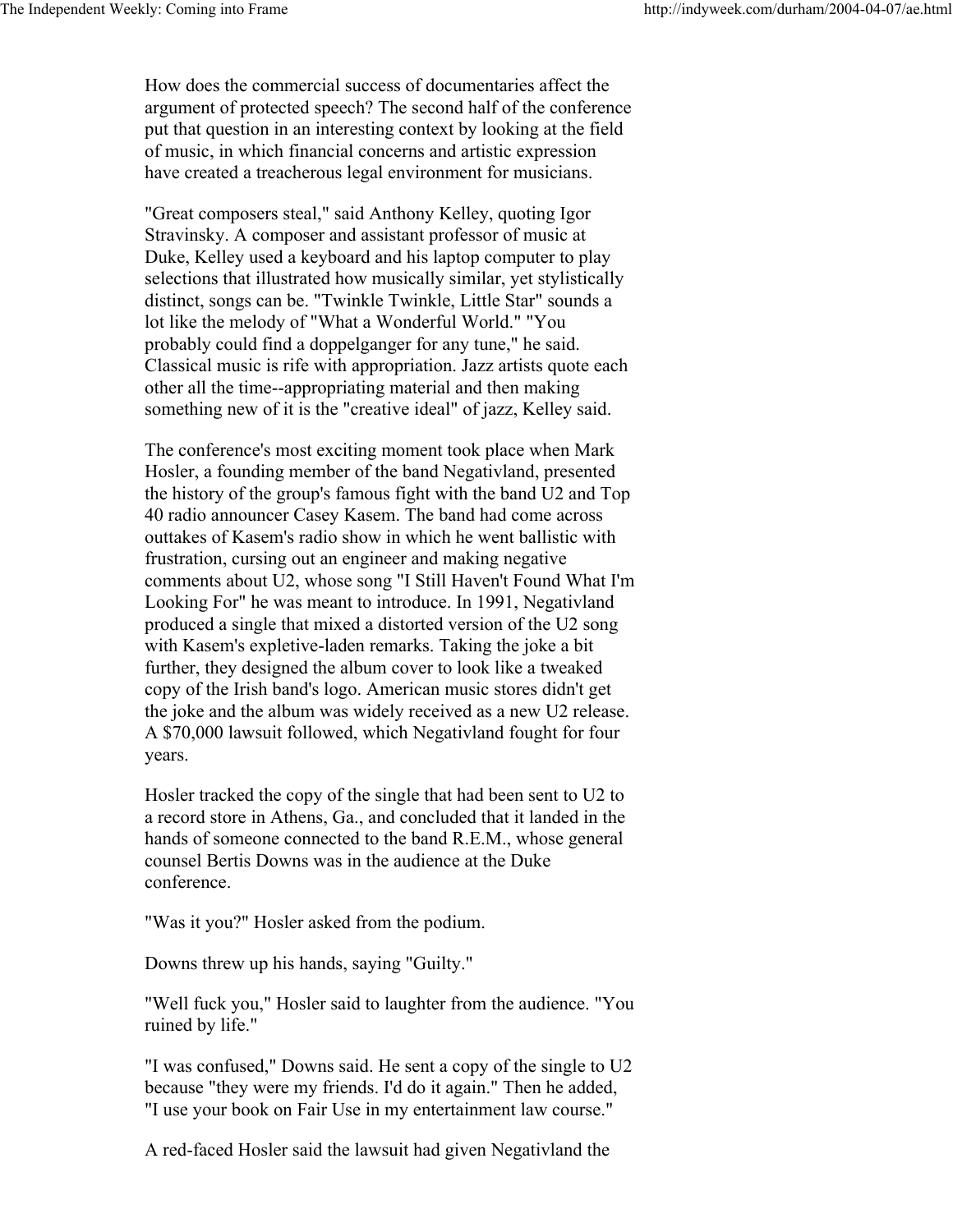How does the commercial success of documentaries affect the argument of protected speech? The second half of the conference put that question in an interesting context by looking at the field of music, in which financial concerns and artistic expression have created a treacherous legal environment for musicians.

"Great composers steal," said Anthony Kelley, quoting Igor Stravinsky. A composer and assistant professor of music at Duke, Kelley used a keyboard and his laptop computer to play selections that illustrated how musically similar, yet stylistically distinct, songs can be. "Twinkle Twinkle, Little Star" sounds a lot like the melody of "What a Wonderful World." "You probably could find a doppelganger for any tune," he said. Classical music is rife with appropriation. Jazz artists quote each other all the time--appropriating material and then making something new of it is the "creative ideal" of jazz, Kelley said.

The conference's most exciting moment took place when Mark Hosler, a founding member of the band Negativland, presented the history of the group's famous fight with the band U2 and Top 40 radio announcer Casey Kasem. The band had come across outtakes of Kasem's radio show in which he went ballistic with frustration, cursing out an engineer and making negative comments about U2, whose song "I Still Haven't Found What I'm Looking For" he was meant to introduce. In 1991, Negativland produced a single that mixed a distorted version of the U2 song with Kasem's expletive-laden remarks. Taking the joke a bit further, they designed the album cover to look like a tweaked copy of the Irish band's logo. American music stores didn't get the joke and the album was widely received as a new U2 release. A $70,000 lawsuit followed, which Negativland fought for four years.

Hosler tracked the copy of the single that had been sent to U2 to a record store in Athens, Ga., and concluded that it landed in the hands of someone connected to the band R.E.M., whose general counsel Bertis Downs was in the audience at the Duke conference.

"Was it you?" Hosler asked from the podium.

Downs threw up his hands, saying "Guilty."

"Well fuck you," Hosler said to laughter from the audience. "You ruined by life."

"I was confused," Downs said. He sent a copy of the single to U2 because "they were my friends. I'd do it again." Then he added, "I use your book on Fair Use in my entertainment law course."

A red-faced Hosler said the lawsuit had given Negativland the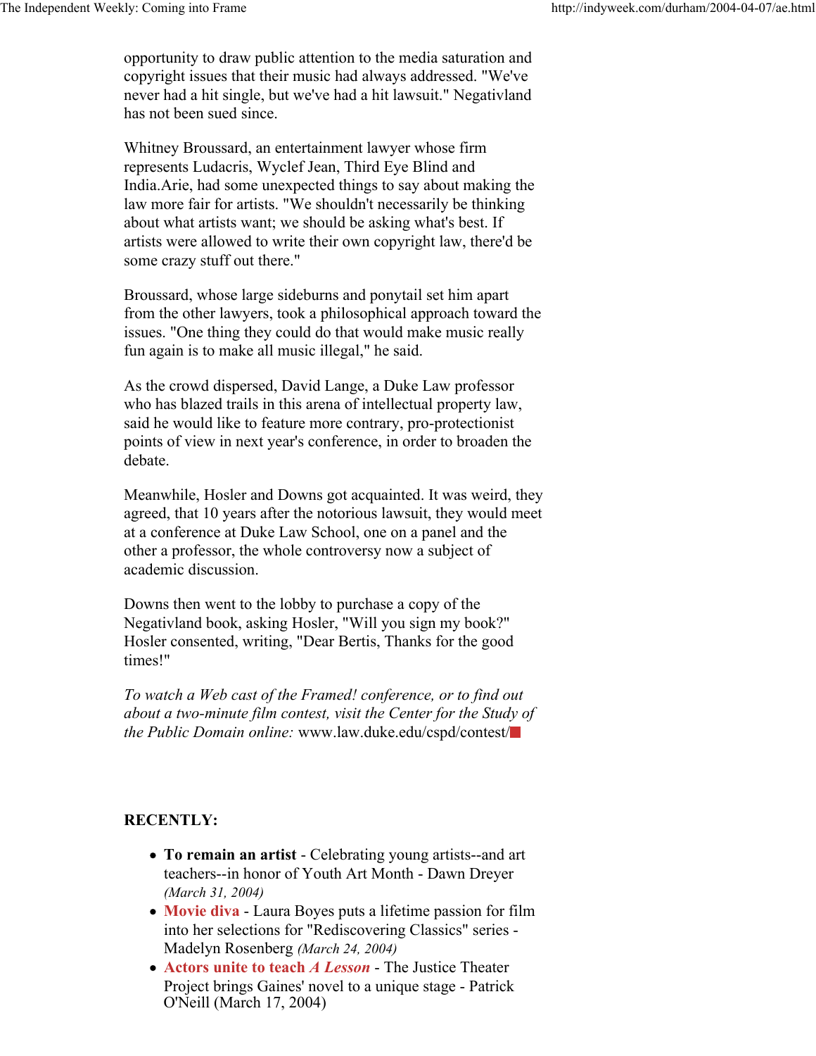opportunity to draw public attention to the media saturation and copyright issues that their music had always addressed. "We've never had a hit single, but we've had a hit lawsuit." Negativland has not been sued since.

Whitney Broussard, an entertainment lawyer whose firm represents Ludacris, Wyclef Jean, Third Eye Blind and India.Arie, had some unexpected things to say about making the law more fair for artists. "We shouldn't necessarily be thinking about what artists want; we should be asking what's best. If artists were allowed to write their own copyright law, there'd be some crazy stuff out there."

Broussard, whose large sideburns and ponytail set him apart from the other lawyers, took a philosophical approach toward the issues. "One thing they could do that would make music really fun again is to make all music illegal," he said.

As the crowd dispersed, David Lange, a Duke Law professor who has blazed trails in this arena of intellectual property law, said he would like to feature more contrary, pro-protectionist points of view in next year's conference, in order to broaden the debate.

Meanwhile, Hosler and Downs got acquainted. It was weird, they agreed, that 10 years after the notorious lawsuit, they would meet at a conference at Duke Law School, one on a panel and the other a professor, the whole controversy now a subject of academic discussion.

Downs then went to the lobby to purchase a copy of the Negativland book, asking Hosler, "Will you sign my book?" Hosler consented, writing, "Dear Bertis, Thanks for the good times!"

*To watch a Web cast of the Framed! conference, or to find out about a two-minute film contest, visit the Center for the Study of the Public Domain online:* www.law.duke.edu/cspd/contest/

**RECENTLY:**

- **To remain an artist** - Celebrating young artists--and art teachers--in honor of Youth Art Month - Dawn Dreyer *(March 31, 2004)*
- **Movie diva** - Laura Boyes puts a lifetime passion for film into her selections for "Rediscovering Classics" series - Madelyn Rosenberg *(March 24, 2004)*
- **Actors unite to teach *A Lesson*** - The Justice Theater Project brings Gaines' novel to a unique stage - Patrick O'Neill (March 17, 2004)